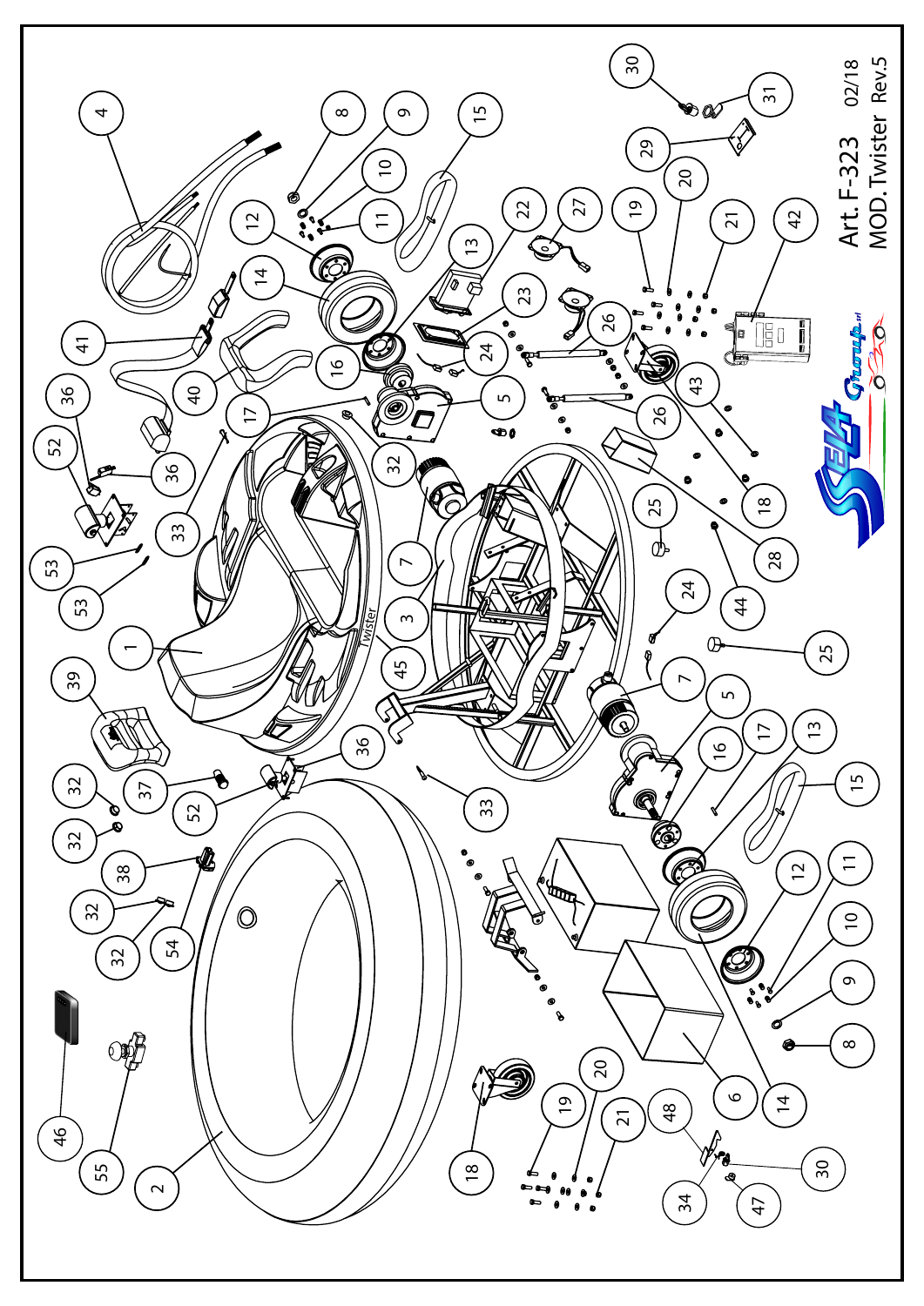Art. F-323 02/18

MOD. Twister Rev.5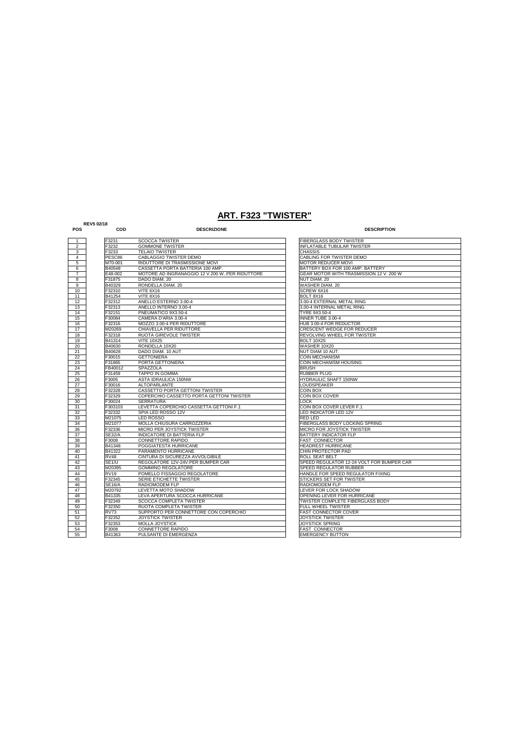# ART. F323 "TWISTER"

REV5 02/18

| POS | COD | DESCRIZIONE | DESCRIPTION |
| --- | --- | --- | --- |
| 1 | F3231 | SCOCCA TWISTER | FIBERGLASS BODY TWISTER |
| 2 | F3232 | GOMMONE TWISTER | INFLATABLE TUBULAR TWISTER |
| 3 | F3233 | TELAIO TWISTER | CHASSIS |
| 4 | PESC86 | CABLAGGIO TWISTER DEMO | CABLING FOR TWISTER DEMO |
| 5 | M70-001 | RIDUTTORE DI TRASMISSIONE MOVI | MOTOR REDUCER MOVI |
| 6 | B40548 | CASSETTA PORTA BATTERIA 100 AMP. | BATTERY BOX FOR 100 AMP. BATTERY |
| 7 | E48-002 | MOTORE AD INGRANAGGIO 12 V.200 W..PER RIDUTTORE | GEAR MOTOR WITH TRASMISSION 12 V. 200 W |
| 8 | F31875 | DADO DIAM. 20 | NUT DIAM. 20 |
| 9 | B40329 | RONDELLA DIAM. 20 | WASHER DIAM. 20 |
| 10 | F32310 | VITE 6X16 | SCREW 6X16 |
| 11 | B41254 | VITE 8X16 | BOLT 8X16 |
| 12 | F32312 | ANELLO ESTERNO 3.00-4 | 3.00-4 EXTERNAL METAL RING |
| 13 | F32313 | ANELLO INTERNO 3.00-4 | 3.00-4 INTERNAL METAL RING |
| 14 | F32151 | PNEUMATICO 9X3.50-4 | TYRE 9X3.50-4 |
| 15 | F30084 | CAMERA D'ARIA 3.00-4 | INNER TUBE 3.00-4 |
| 16 | F32316 | MOZZO 3.00-4 PER RIDUTTORE | HUB 3.00-4 FOR REDUCTOR |
| 17 | M20269 | CHIAVELLA PER RIDUTTORE | CRESCENT WEDGE FOR REDUCER |
| 18 | F32318 | RUOTA GIREVOLE TWISTER | REVOLVING WHEEL FOR TWISTER |
| 19 | B41314 | VITE 10X25 | BOLT 10X25 |
| 20 | B40630 | RONDELLA 10X20 | WASHER 10X20 |
| 21 | B40628 | DADO DIAM. 10 AUT | NUT DIAM 10 AUT. |
| 22 | F30015 | GETTONIERA | COIN MECHANISM |
| 23 | F31865 | PORTA GETTONIERA | COIN MECHANISM HOUSING |
| 24 | FB40012 | SPAZZOLA | BRUSH |
| 25 | F31459 | TAPPO IN GOMMA | RUBBER PLUG |
| 26 | F3005 | ASTA IDRAULICA 150NW | HYDRAULIC SHAFT 150NW |
| 27 | F30016 | ALTOPARLANTE | LOUDSPEAKER |
| 28 | F32328 | CASSETTO PORTA GETTONI TWISTER | COIN BOX |
| 29 | F32329 | COPERCHIO CASSETTO PORTA GETTONI TWISTER | COIN BOX COVER |
| 30 | F30024 | SERRATURA | LOCK |
| 31 | F303103 | LEVETTA COPERCHIO CASSETTA GETTONI F.1 | COIN BOX COVER LEVER F.1 |
| 32 | F32332 | SPIA LED ROSSO 12V | LED INDICATOR LED 12V |
| 33 | M21075 | LED ROSSO | RED LED |
| 34 | M21077 | MOLLA CHIUSURA CARROZZERIA | FIBERGLASS BODY LOCKING SPRING |
| 36 | F32336 | MICRO PER JOYSTICK TWISTER | MICRO FOR JOYSTICK TWISTER |
| 37 | SE32/A | INDICATORE DI BATTERIA FLP | BATTERY INDICATOR FLP |
| 38 | F3008 | CONNETTORE RAPIDO | FAST CONNECTOR |
| 39 | B41348 | POGGIATESTA HURRICANE | HEADREST HURRICANE |
| 40 | B41322 | PARAMENTO HURRICANE | CHIN PROTECTOR PAD |
| 41 | RV48 | CINTURA DI SICUREZZA AVVOLGIBILE | ROLL SEAT BELT |
| 42 | SE1/U | REGOLATORE 12V-24V.PER BUMPER CAR | SPEED REGULATOR 12-24 VOLT FOR BUMPER CAR |
| 43 | M20395 | GOMMINO REGOLATORE | SPEED REGULATOR RUBBER |
| 44 | RV19 | POMELLO FISSAGGIO REGOLATORE | HANDLE FOR SPEED REGULATOR FIXING |
| 45 | F32345 | SERIE ETICHETTE TWISTER | STICKERS SET FOR TWISTER |
| 46 | SE16/A | RADIOMODEM FLP | RADIOMODEM FLP |
| 47 | M20792 | LEVETTA MOTO SHADOW | LEVER FOR LOCK SHADOW |
| 48 | B41335 | LEVA APERTURA SCOCCA HURRICANE | OPENING LEVER FOR HURRICANE |
| 49 | F32349 | SCOCCA COMPLETA TWISTER | TWISTER COMPLETE FIBERGLASS BODY |
| 50 | F32350 | RUOTA COMPLETA TWISTER | FULL WHEEL TWISTER |
| 51 | RV73 | SUPPORTO PER CONNETTORE CON COPERCHIO | FAST CONNECTOR COVER |
| 52 | F32352 | JOYSTICK TWISTER | JOYSTICK TWISTER |
| 53 | F32353 | MOLLA JOYSTICK | JOYSTICK SPRING |
| 54 | F3008 | CONNETTORE RAPIDO | FAST CONNECTOR |
| 55 | B41363 | PULSANTE DI EMERGENZA | EMERGENCY BUTTON |